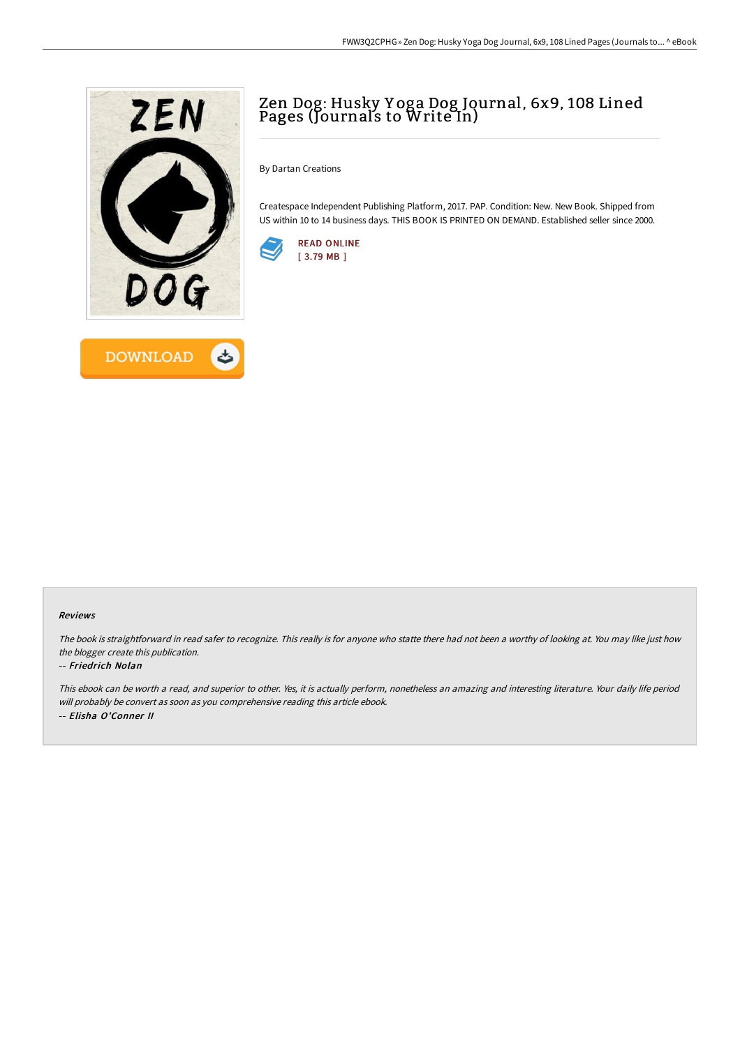# Zen Dog: Husky Yoga Dog Journal, 6x9, 108 Lined Pages (Journals to Write In)

By Dartan Creations

Createspace Independent Publishing Platform, 2017. PAP. Condition: New. New Book. Shipped from US within 10 to 14 business days. THIS BOOK IS PRINTED ON DEMAND. Established seller since 2000.

READ ONLINE
[ 3.79 MB ]

DOWNLOAD

### Reviews

*The book is straightforward in read safer to recognize. This really is for anyone who statte there had not been a worthy of looking at. You may like just how the blogger create this publication.*

*-- Friedrich Nolan*

*This ebook can be worth a read, and superior to other. Yes, it is actually perform, nonetheless an amazing and interesting literature. Your daily life period will probably be convert as soon as you comprehensive reading this article ebook.*

*-- Elisha O'Conner II*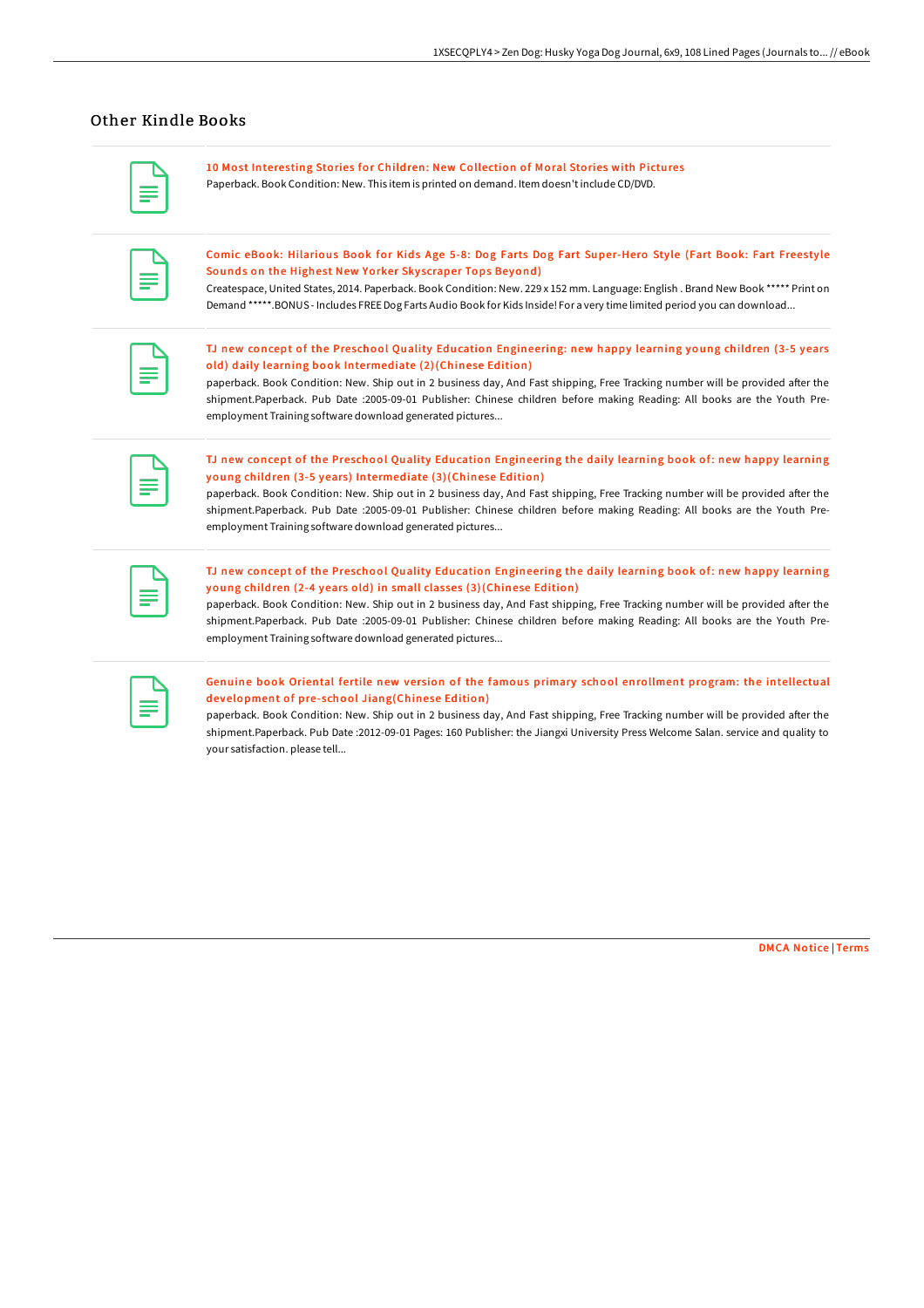## Other Kindle Books

**10 Most Interesting Stories for Children: New Collection of Moral Stories with Pictures**

Paperback. Book Condition: New. This item is printed on demand. Item doesn't include CD/DVD.

**Comic eBook: Hilarious Book for Kids Age 5-8: Dog Farts Dog Fart Super-Hero Style (Fart Book: Fart Freestyle Sounds on the Highest New Yorker Skyscraper Tops Beyond)**

Createspace, United States, 2014. Paperback. Book Condition: New. 229 x 152 mm. Language: English . Brand New Book ***** Print on Demand *****.BONUS - Includes FREE Dog Farts Audio Book for Kids Inside! For a very time limited period you can download...

**TJ new concept of the Preschool Quality Education Engineering: new happy learning young children (3-5 years old) daily learning book Intermediate (2)(Chinese Edition)**

paperback. Book Condition: New. Ship out in 2 business day, And Fast shipping, Free Tracking number will be provided after the shipment.Paperback. Pub Date :2005-09-01 Publisher: Chinese children before making Reading: All books are the Youth Pre-employment Training software download generated pictures...

**TJ new concept of the Preschool Quality Education Engineering the daily learning book of: new happy learning young children (3-5 years) Intermediate (3)(Chinese Edition)**

paperback. Book Condition: New. Ship out in 2 business day, And Fast shipping, Free Tracking number will be provided after the shipment.Paperback. Pub Date :2005-09-01 Publisher: Chinese children before making Reading: All books are the Youth Pre-employment Training software download generated pictures...

**TJ new concept of the Preschool Quality Education Engineering the daily learning book of: new happy learning young children (2-4 years old) in small classes (3)(Chinese Edition)**

paperback. Book Condition: New. Ship out in 2 business day, And Fast shipping, Free Tracking number will be provided after the shipment.Paperback. Pub Date :2005-09-01 Publisher: Chinese children before making Reading: All books are the Youth Pre-employment Training software download generated pictures...

**Genuine book Oriental fertile new version of the famous primary school enrollment program: the intellectual development of pre-school Jiang(Chinese Edition)**

paperback. Book Condition: New. Ship out in 2 business day, And Fast shipping, Free Tracking number will be provided after the shipment.Paperback. Pub Date :2012-09-01 Pages: 160 Publisher: the Jiangxi University Press Welcome Salan. service and quality to your satisfaction. please tell...